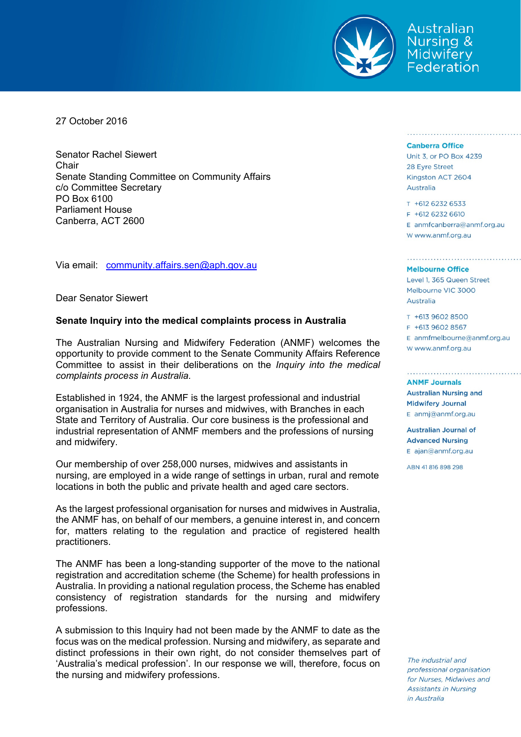Australian Nursing & Midwifery Federation

27 October 2016

Senator Rachel Siewert
Chair
Senate Standing Committee on Community Affairs
c/o Committee Secretary
PO Box 6100
Parliament House
Canberra, ACT 2600

Via email: community.affairs.sen@aph.gov.au

Dear Senator Siewert

**Senate Inquiry into the medical complaints process in Australia**

The Australian Nursing and Midwifery Federation (ANMF) welcomes the opportunity to provide comment to the Senate Community Affairs Reference Committee to assist in their deliberations on the *Inquiry into the medical complaints process in Australia*.

Established in 1924, the ANMF is the largest professional and industrial organisation in Australia for nurses and midwives, with Branches in each State and Territory of Australia. Our core business is the professional and industrial representation of ANMF members and the professions of nursing and midwifery.

Our membership of over 258,000 nurses, midwives and assistants in nursing, are employed in a wide range of settings in urban, rural and remote locations in both the public and private health and aged care sectors.

As the largest professional organisation for nurses and midwives in Australia, the ANMF has, on behalf of our members, a genuine interest in, and concern for, matters relating to the regulation and practice of registered health practitioners.

The ANMF has been a long-standing supporter of the move to the national registration and accreditation scheme (the Scheme) for health professions in Australia. In providing a national regulation process, the Scheme has enabled consistency of registration standards for the nursing and midwifery professions.

A submission to this Inquiry had not been made by the ANMF to date as the focus was on the medical profession. Nursing and midwifery, as separate and distinct professions in their own right, do not consider themselves part of 'Australia's medical profession'. In our response we will, therefore, focus on the nursing and midwifery professions.

**Canberra Office**
Unit 3, or PO Box 4239
28 Eyre Street
Kingston ACT 2604
Australia

T +612 6232 6533
F +612 6232 6610
E anmfcanberra@anmf.org.au
W www.anmf.org.au

**Melbourne Office**
Level 1, 365 Queen Street
Melbourne VIC 3000
Australia

T +613 9602 8500
F +613 9602 8567
E anmfmelbourne@anmf.org.au
W www.anmf.org.au

**ANMF Journals**

**Australian Nursing and Midwifery Journal**
E anmj@anmf.org.au

**Australian Journal of Advanced Nursing**
E ajan@anmf.org.au

ABN 41 816 898 298

*The industrial and professional organisation for Nurses, Midwives and Assistants in Nursing in Australia*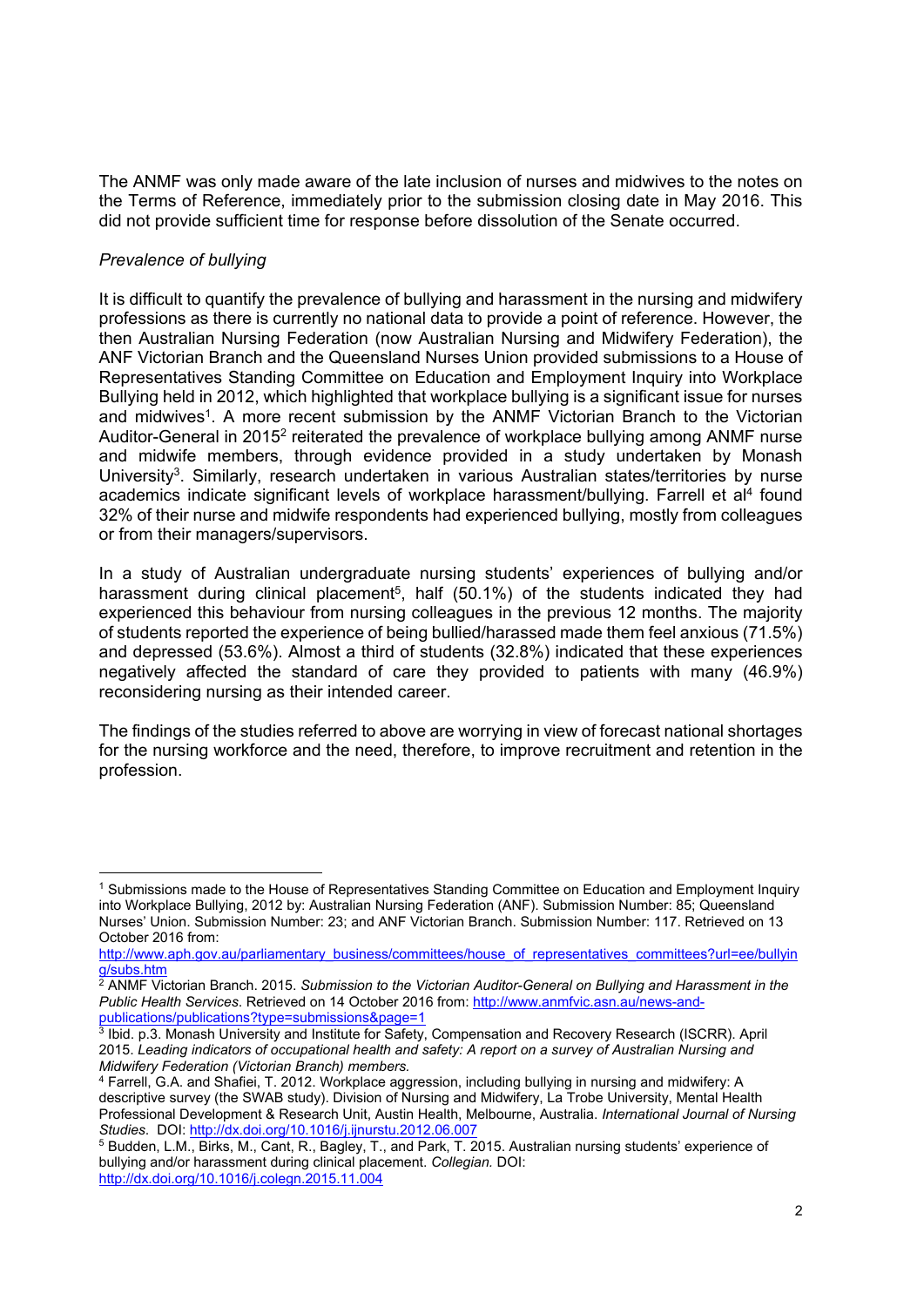The ANMF was only made aware of the late inclusion of nurses and midwives to the notes on the Terms of Reference, immediately prior to the submission closing date in May 2016. This did not provide sufficient time for response before dissolution of the Senate occurred.

*Prevalence of bullying*

It is difficult to quantify the prevalence of bullying and harassment in the nursing and midwifery professions as there is currently no national data to provide a point of reference. However, the then Australian Nursing Federation (now Australian Nursing and Midwifery Federation), the ANF Victorian Branch and the Queensland Nurses Union provided submissions to a House of Representatives Standing Committee on Education and Employment Inquiry into Workplace Bullying held in 2012, which highlighted that workplace bullying is a significant issue for nurses and midwives[1]. A more recent submission by the ANMF Victorian Branch to the Victorian Auditor-General in 2015[2] reiterated the prevalence of workplace bullying among ANMF nurse and midwife members, through evidence provided in a study undertaken by Monash University[3]. Similarly, research undertaken in various Australian states/territories by nurse academics indicate significant levels of workplace harassment/bullying. Farrell et al[4] found 32% of their nurse and midwife respondents had experienced bullying, mostly from colleagues or from their managers/supervisors.

In a study of Australian undergraduate nursing students' experiences of bullying and/or harassment during clinical placement[5], half (50.1%) of the students indicated they had experienced this behaviour from nursing colleagues in the previous 12 months. The majority of students reported the experience of being bullied/harassed made them feel anxious (71.5%) and depressed (53.6%). Almost a third of students (32.8%) indicated that these experiences negatively affected the standard of care they provided to patients with many (46.9%) reconsidering nursing as their intended career.

The findings of the studies referred to above are worrying in view of forecast national shortages for the nursing workforce and the need, therefore, to improve recruitment and retention in the profession.

---

[1] Submissions made to the House of Representatives Standing Committee on Education and Employment Inquiry into Workplace Bullying, 2012 by: Australian Nursing Federation (ANF). Submission Number: 85; Queensland Nurses' Union. Submission Number: 23; and ANF Victorian Branch. Submission Number: 117. Retrieved on 13 October 2016 from: http://www.aph.gov.au/parliamentary_business/committees/house_of_representatives_committees?url=ee/bullying/subs.htm

[2] ANMF Victorian Branch. 2015. *Submission to the Victorian Auditor-General on Bullying and Harassment in the Public Health Services*. Retrieved on 14 October 2016 from: http://www.anmfvic.asn.au/news-and-publications/publications?type=submissions&page=1

[3] Ibid. p.3. Monash University and Institute for Safety, Compensation and Recovery Research (ISCRR). April 2015. *Leading indicators of occupational health and safety: A report on a survey of Australian Nursing and Midwifery Federation (Victorian Branch) members.*

[4] Farrell, G.A. and Shafiei, T. 2012. Workplace aggression, including bullying in nursing and midwifery: A descriptive survey (the SWAB study). Division of Nursing and Midwifery, La Trobe University, Mental Health Professional Development & Research Unit, Austin Health, Melbourne, Australia. *International Journal of Nursing Studies.* DOI: http://dx.doi.org/10.1016/j.ijnurstu.2012.06.007

[5] Budden, L.M., Birks, M., Cant, R., Bagley, T., and Park, T. 2015. Australian nursing students' experience of bullying and/or harassment during clinical placement. *Collegian.* DOI: http://dx.doi.org/10.1016/j.colegn.2015.11.004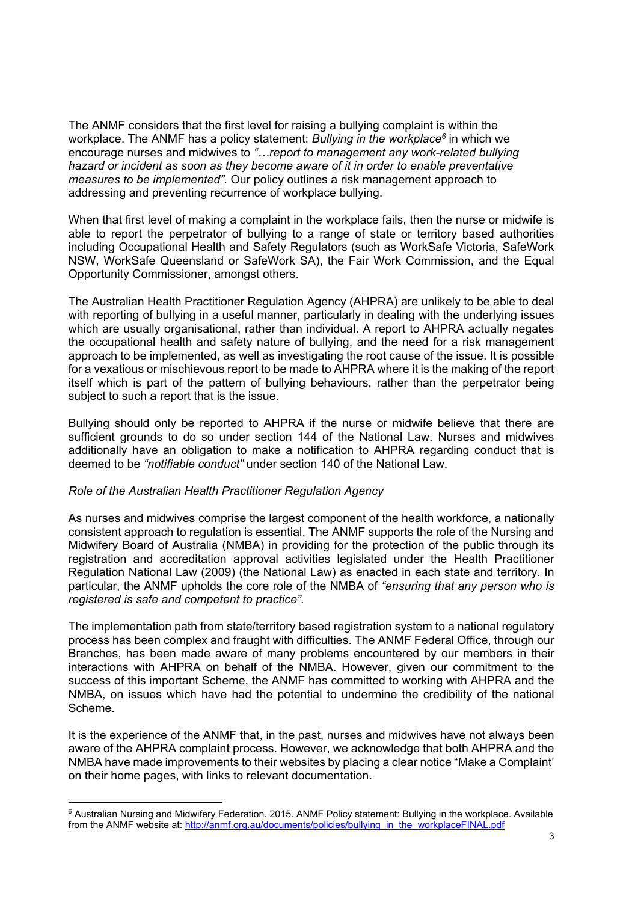The ANMF considers that the first level for raising a bullying complaint is within the workplace. The ANMF has a policy statement: *Bullying in the workplace*[6] in which we encourage nurses and midwives to *"…report to management any work-related bullying hazard or incident as soon as they become aware of it in order to enable preventative measures to be implemented".* Our policy outlines a risk management approach to addressing and preventing recurrence of workplace bullying.

When that first level of making a complaint in the workplace fails, then the nurse or midwife is able to report the perpetrator of bullying to a range of state or territory based authorities including Occupational Health and Safety Regulators (such as WorkSafe Victoria, SafeWork NSW, WorkSafe Queensland or SafeWork SA), the Fair Work Commission, and the Equal Opportunity Commissioner, amongst others.

The Australian Health Practitioner Regulation Agency (AHPRA) are unlikely to be able to deal with reporting of bullying in a useful manner, particularly in dealing with the underlying issues which are usually organisational, rather than individual. A report to AHPRA actually negates the occupational health and safety nature of bullying, and the need for a risk management approach to be implemented, as well as investigating the root cause of the issue. It is possible for a vexatious or mischievous report to be made to AHPRA where it is the making of the report itself which is part of the pattern of bullying behaviours, rather than the perpetrator being subject to such a report that is the issue.

Bullying should only be reported to AHPRA if the nurse or midwife believe that there are sufficient grounds to do so under section 144 of the National Law. Nurses and midwives additionally have an obligation to make a notification to AHPRA regarding conduct that is deemed to be *"notifiable conduct"* under section 140 of the National Law.

*Role of the Australian Health Practitioner Regulation Agency*

As nurses and midwives comprise the largest component of the health workforce, a nationally consistent approach to regulation is essential. The ANMF supports the role of the Nursing and Midwifery Board of Australia (NMBA) in providing for the protection of the public through its registration and accreditation approval activities legislated under the Health Practitioner Regulation National Law (2009) (the National Law) as enacted in each state and territory. In particular, the ANMF upholds the core role of the NMBA of *"ensuring that any person who is registered is safe and competent to practice".*

The implementation path from state/territory based registration system to a national regulatory process has been complex and fraught with difficulties. The ANMF Federal Office, through our Branches, has been made aware of many problems encountered by our members in their interactions with AHPRA on behalf of the NMBA. However, given our commitment to the success of this important Scheme, the ANMF has committed to working with AHPRA and the NMBA, on issues which have had the potential to undermine the credibility of the national Scheme.

It is the experience of the ANMF that, in the past, nurses and midwives have not always been aware of the AHPRA complaint process. However, we acknowledge that both AHPRA and the NMBA have made improvements to their websites by placing a clear notice "Make a Complaint' on their home pages, with links to relevant documentation.

---

[6] Australian Nursing and Midwifery Federation. 2015. ANMF Policy statement: Bullying in the workplace. Available from the ANMF website at: http://anmf.org.au/documents/policies/bullying_in_the_workplaceFINAL.pdf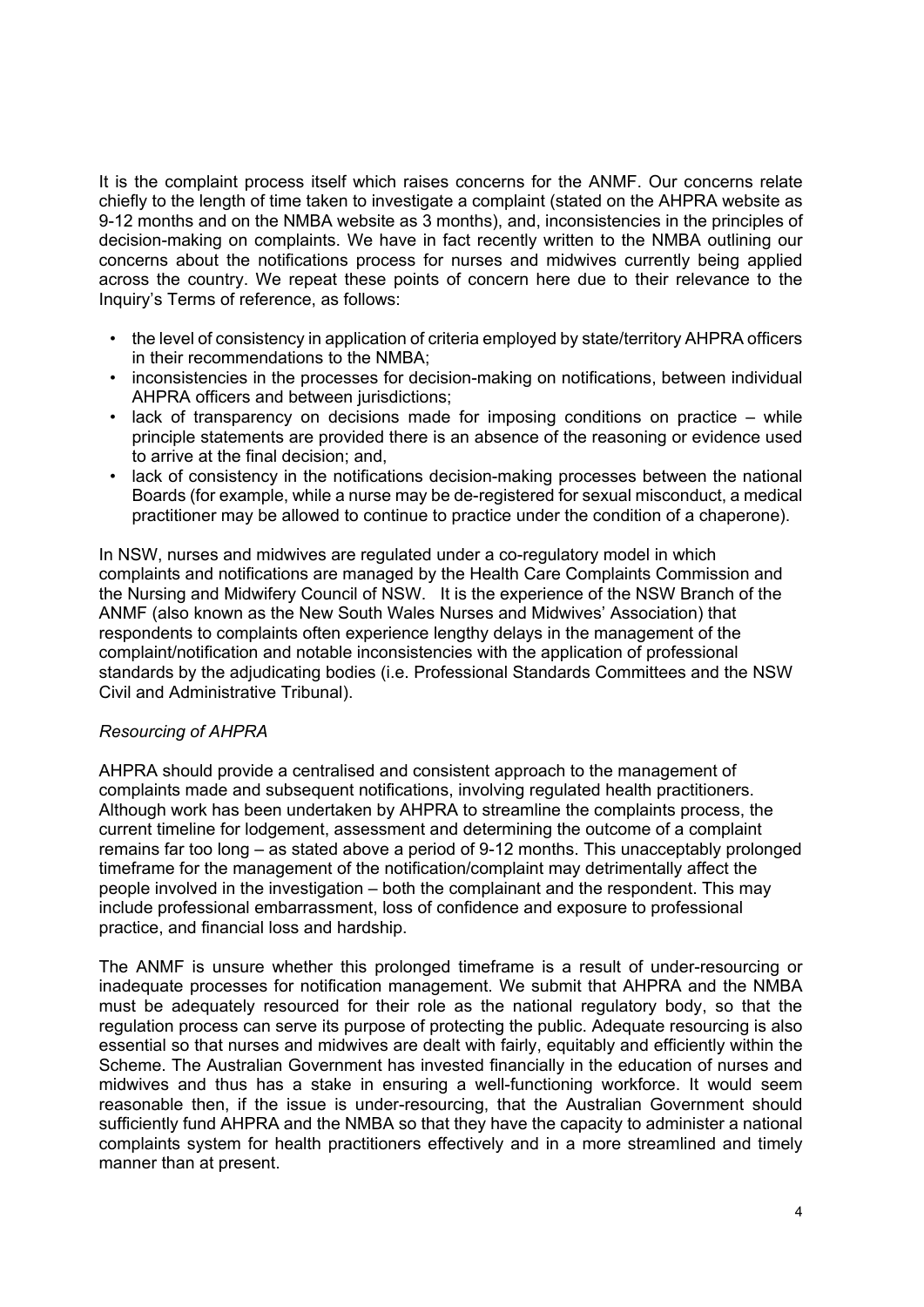It is the complaint process itself which raises concerns for the ANMF. Our concerns relate chiefly to the length of time taken to investigate a complaint (stated on the AHPRA website as 9-12 months and on the NMBA website as 3 months), and, inconsistencies in the principles of decision-making on complaints. We have in fact recently written to the NMBA outlining our concerns about the notifications process for nurses and midwives currently being applied across the country. We repeat these points of concern here due to their relevance to the Inquiry's Terms of reference, as follows:

- the level of consistency in application of criteria employed by state/territory AHPRA officers in their recommendations to the NMBA;
- inconsistencies in the processes for decision-making on notifications, between individual AHPRA officers and between jurisdictions;
- lack of transparency on decisions made for imposing conditions on practice – while principle statements are provided there is an absence of the reasoning or evidence used to arrive at the final decision; and,
- lack of consistency in the notifications decision-making processes between the national Boards (for example, while a nurse may be de-registered for sexual misconduct, a medical practitioner may be allowed to continue to practice under the condition of a chaperone).

In NSW, nurses and midwives are regulated under a co-regulatory model in which complaints and notifications are managed by the Health Care Complaints Commission and the Nursing and Midwifery Council of NSW. It is the experience of the NSW Branch of the ANMF (also known as the New South Wales Nurses and Midwives' Association) that respondents to complaints often experience lengthy delays in the management of the complaint/notification and notable inconsistencies with the application of professional standards by the adjudicating bodies (i.e. Professional Standards Committees and the NSW Civil and Administrative Tribunal).

*Resourcing of AHPRA*

AHPRA should provide a centralised and consistent approach to the management of complaints made and subsequent notifications, involving regulated health practitioners. Although work has been undertaken by AHPRA to streamline the complaints process, the current timeline for lodgement, assessment and determining the outcome of a complaint remains far too long – as stated above a period of 9-12 months. This unacceptably prolonged timeframe for the management of the notification/complaint may detrimentally affect the people involved in the investigation – both the complainant and the respondent. This may include professional embarrassment, loss of confidence and exposure to professional practice, and financial loss and hardship.

The ANMF is unsure whether this prolonged timeframe is a result of under-resourcing or inadequate processes for notification management. We submit that AHPRA and the NMBA must be adequately resourced for their role as the national regulatory body, so that the regulation process can serve its purpose of protecting the public. Adequate resourcing is also essential so that nurses and midwives are dealt with fairly, equitably and efficiently within the Scheme. The Australian Government has invested financially in the education of nurses and midwives and thus has a stake in ensuring a well-functioning workforce. It would seem reasonable then, if the issue is under-resourcing, that the Australian Government should sufficiently fund AHPRA and the NMBA so that they have the capacity to administer a national complaints system for health practitioners effectively and in a more streamlined and timely manner than at present.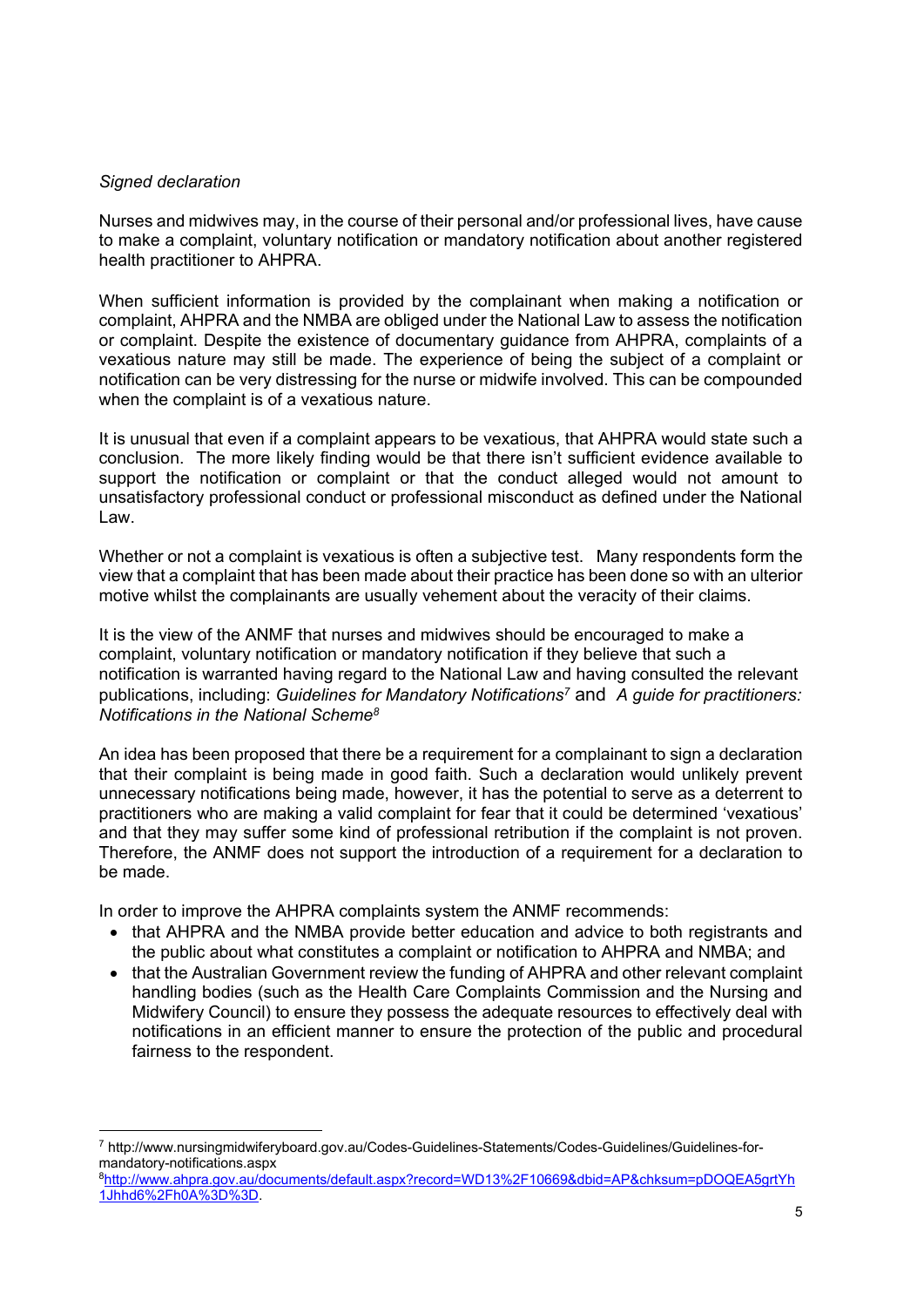*Signed declaration*

Nurses and midwives may, in the course of their personal and/or professional lives, have cause to make a complaint, voluntary notification or mandatory notification about another registered health practitioner to AHPRA.

When sufficient information is provided by the complainant when making a notification or complaint, AHPRA and the NMBA are obliged under the National Law to assess the notification or complaint. Despite the existence of documentary guidance from AHPRA, complaints of a vexatious nature may still be made. The experience of being the subject of a complaint or notification can be very distressing for the nurse or midwife involved. This can be compounded when the complaint is of a vexatious nature.

It is unusual that even if a complaint appears to be vexatious, that AHPRA would state such a conclusion. The more likely finding would be that there isn't sufficient evidence available to support the notification or complaint or that the conduct alleged would not amount to unsatisfactory professional conduct or professional misconduct as defined under the National Law.

Whether or not a complaint is vexatious is often a subjective test. Many respondents form the view that a complaint that has been made about their practice has been done so with an ulterior motive whilst the complainants are usually vehement about the veracity of their claims.

It is the view of the ANMF that nurses and midwives should be encouraged to make a complaint, voluntary notification or mandatory notification if they believe that such a notification is warranted having regard to the National Law and having consulted the relevant publications, including: *Guidelines for Mandatory Notifications*[7] and *A guide for practitioners: Notifications in the National Scheme*[8]

An idea has been proposed that there be a requirement for a complainant to sign a declaration that their complaint is being made in good faith. Such a declaration would unlikely prevent unnecessary notifications being made, however, it has the potential to serve as a deterrent to practitioners who are making a valid complaint for fear that it could be determined 'vexatious' and that they may suffer some kind of professional retribution if the complaint is not proven. Therefore, the ANMF does not support the introduction of a requirement for a declaration to be made.

In order to improve the AHPRA complaints system the ANMF recommends:

- that AHPRA and the NMBA provide better education and advice to both registrants and the public about what constitutes a complaint or notification to AHPRA and NMBA; and
- that the Australian Government review the funding of AHPRA and other relevant complaint handling bodies (such as the Health Care Complaints Commission and the Nursing and Midwifery Council) to ensure they possess the adequate resources to effectively deal with notifications in an efficient manner to ensure the protection of the public and procedural fairness to the respondent.

---

[7] http://www.nursingmidwiferyboard.gov.au/Codes-Guidelines-Statements/Codes-Guidelines/Guidelines-for-mandatory-notifications.aspx

[8] http://www.ahpra.gov.au/documents/default.aspx?record=WD13%2F10669&dbid=AP&chksum=pDOQEA5grtYh1Jhhd6%2Fh0A%3D%3D.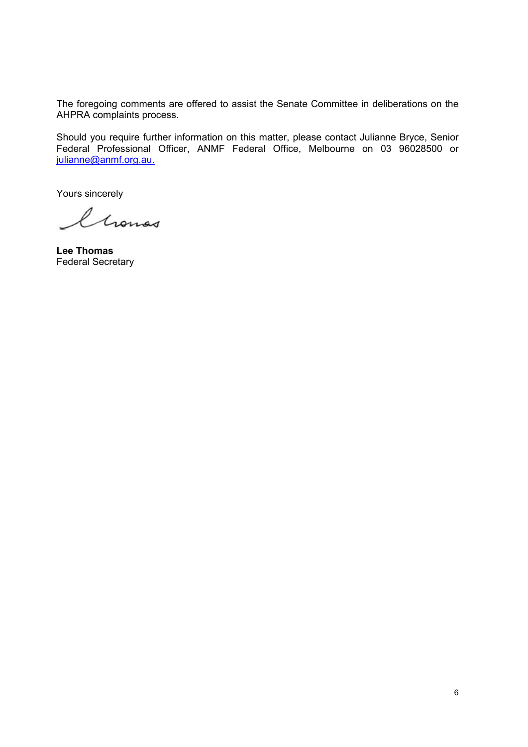The foregoing comments are offered to assist the Senate Committee in deliberations on the AHPRA complaints process.

Should you require further information on this matter, please contact Julianne Bryce, Senior Federal Professional Officer, ANMF Federal Office, Melbourne on 03 96028500 or julianne@anmf.org.au.

Yours sincerely

**Lee Thomas**
Federal Secretary